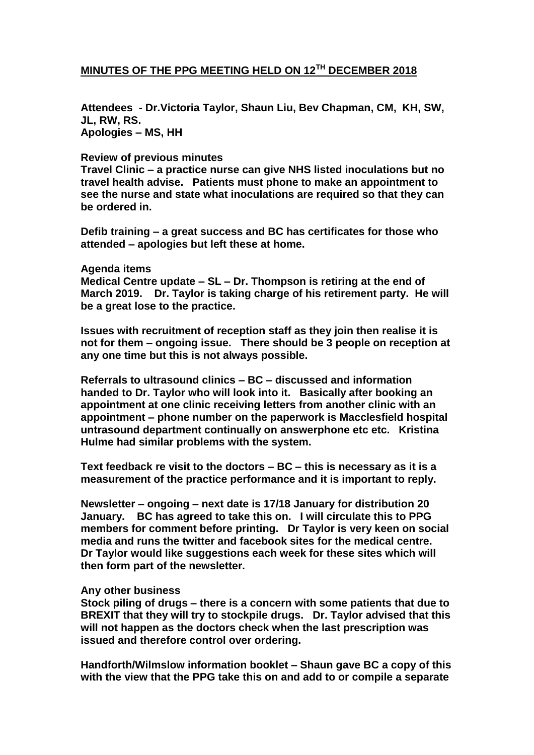# MINUTES OF THE PPG MEETING HELD ON 12TH DECEMBER 2018

**Attendees - Dr.Victoria Taylor, Shaun Liu, Bev Chapman, CM, KH, SW, JL, RW, RS.**
**Apologies – MS, HH**

**Review of previous minutes**
**Travel Clinic – a practice nurse can give NHS listed inoculations but no travel health advise. Patients must phone to make an appointment to see the nurse and state what inoculations are required so that they can be ordered in.**

**Defib training – a great success and BC has certificates for those who attended – apologies but left these at home.**

**Agenda items**
**Medical Centre update – SL – Dr. Thompson is retiring at the end of March 2019. Dr. Taylor is taking charge of his retirement party. He will be a great lose to the practice.**

**Issues with recruitment of reception staff as they join then realise it is not for them – ongoing issue. There should be 3 people on reception at any one time but this is not always possible.**

**Referrals to ultrasound clinics – BC – discussed and information handed to Dr. Taylor who will look into it. Basically after booking an appointment at one clinic receiving letters from another clinic with an appointment – phone number on the paperwork is Macclesfield hospital untrasound department continually on answerphone etc etc. Kristina Hulme had similar problems with the system.**

**Text feedback re visit to the doctors – BC – this is necessary as it is a measurement of the practice performance and it is important to reply.**

**Newsletter – ongoing – next date is 17/18 January for distribution 20 January. BC has agreed to take this on. I will circulate this to PPG members for comment before printing. Dr Taylor is very keen on social media and runs the twitter and facebook sites for the medical centre. Dr Taylor would like suggestions each week for these sites which will then form part of the newsletter.**

**Any other business**
**Stock piling of drugs – there is a concern with some patients that due to BREXIT that they will try to stockpile drugs. Dr. Taylor advised that this will not happen as the doctors check when the last prescription was issued and therefore control over ordering.**

**Handforth/Wilmslow information booklet – Shaun gave BC a copy of this with the view that the PPG take this on and add to or compile a separate**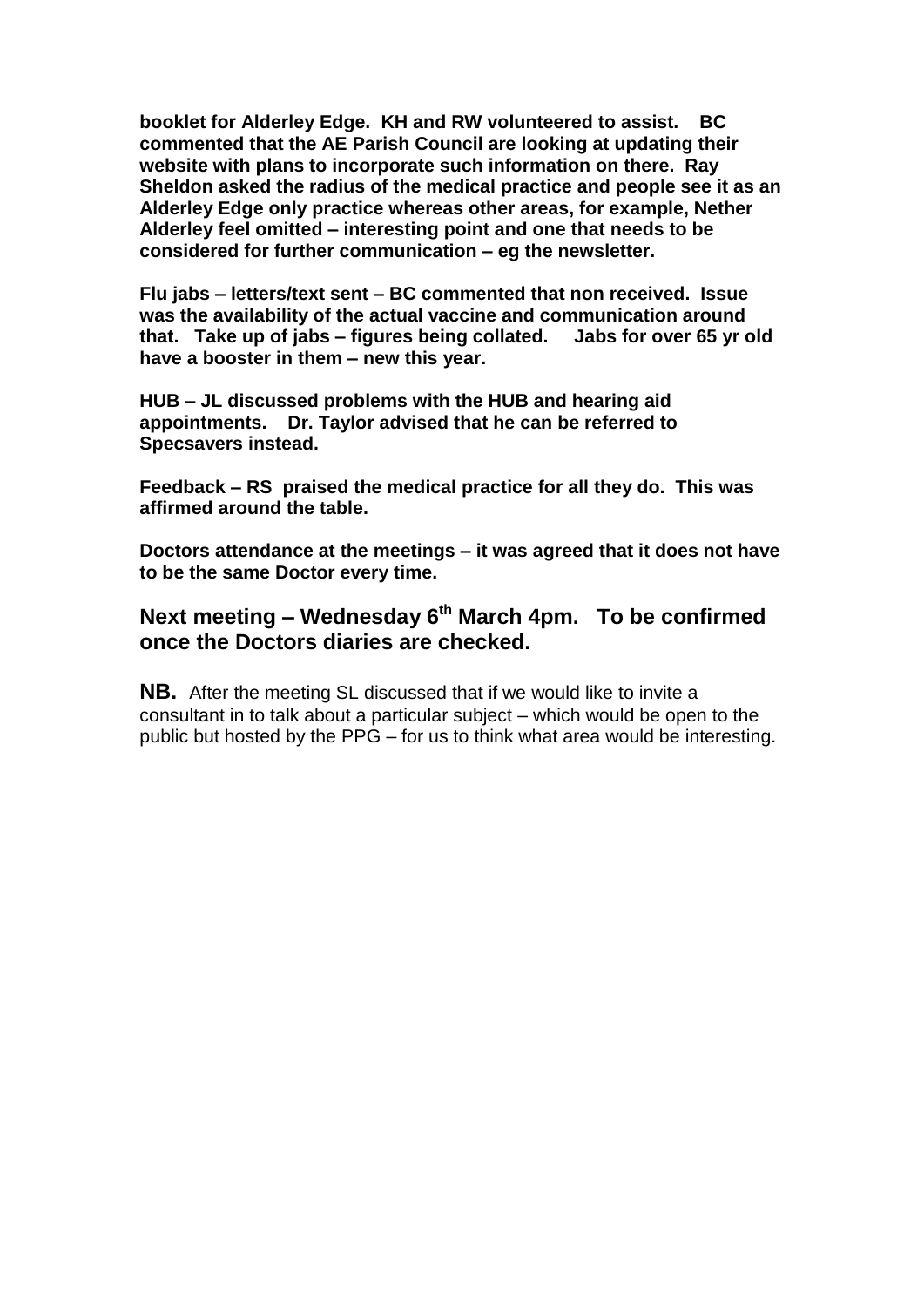**booklet for Alderley Edge. KH and RW volunteered to assist. BC commented that the AE Parish Council are looking at updating their website with plans to incorporate such information on there. Ray Sheldon asked the radius of the medical practice and people see it as an Alderley Edge only practice whereas other areas, for example, Nether Alderley feel omitted – interesting point and one that needs to be considered for further communication – eg the newsletter.**

**Flu jabs – letters/text sent – BC commented that non received. Issue was the availability of the actual vaccine and communication around that. Take up of jabs – figures being collated. Jabs for over 65 yr old have a booster in them – new this year.**

**HUB – JL discussed problems with the HUB and hearing aid appointments. Dr. Taylor advised that he can be referred to Specsavers instead.**

**Feedback – RS praised the medical practice for all they do. This was affirmed around the table.**

**Doctors attendance at the meetings – it was agreed that it does not have to be the same Doctor every time.**

## Next meeting – Wednesday 6th March 4pm. To be confirmed once the Doctors diaries are checked.

**NB.** After the meeting SL discussed that if we would like to invite a consultant in to talk about a particular subject – which would be open to the public but hosted by the PPG – for us to think what area would be interesting.